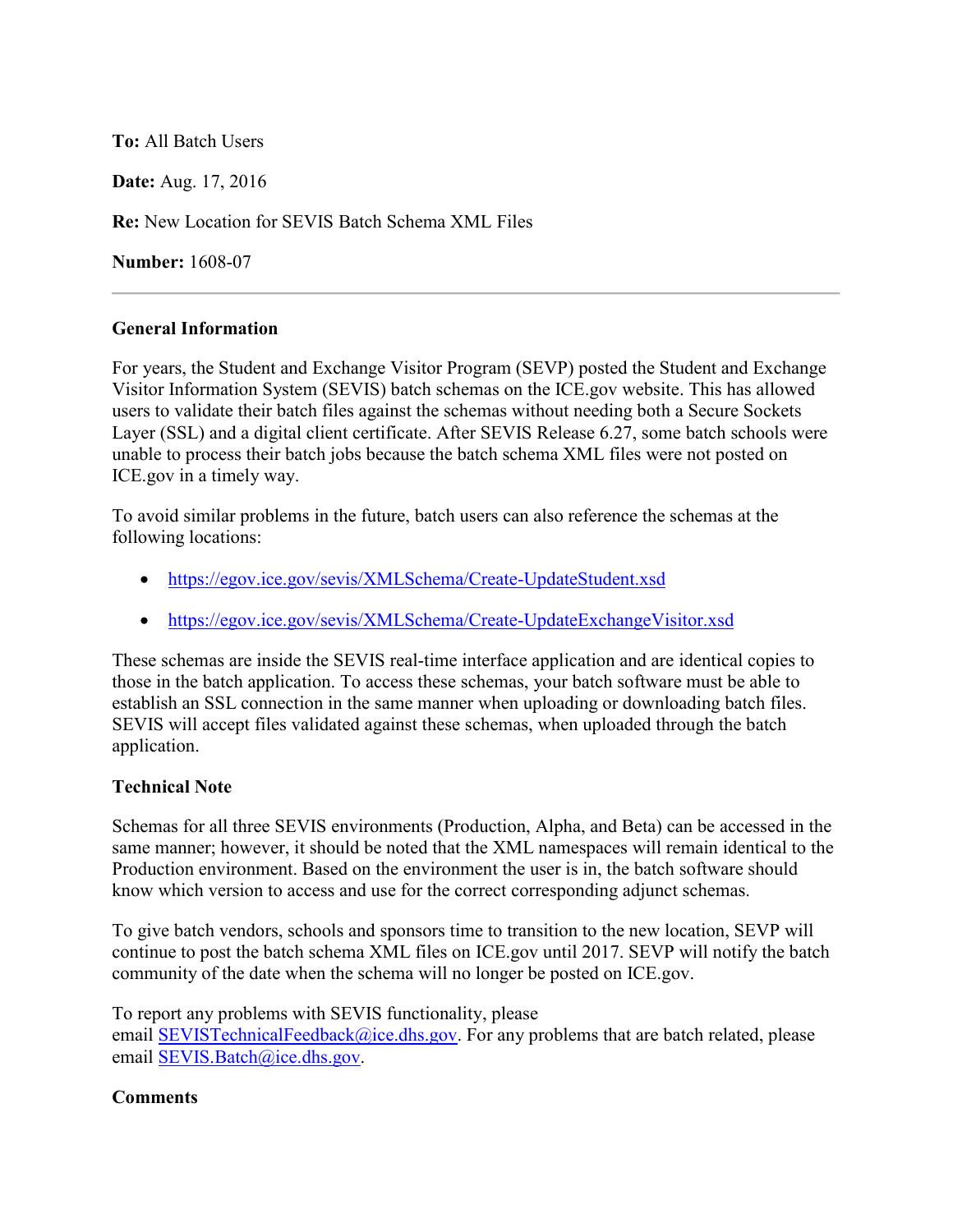**To:** All Batch Users

**Date:** Aug. 17, 2016

**Re:** New Location for SEVIS Batch Schema XML Files

**Number:** 1608-07

---

## General Information

For years, the Student and Exchange Visitor Program (SEVP) posted the Student and Exchange Visitor Information System (SEVIS) batch schemas on the ICE.gov website. This has allowed users to validate their batch files against the schemas without needing both a Secure Sockets Layer (SSL) and a digital client certificate. After SEVIS Release 6.27, some batch schools were unable to process their batch jobs because the batch schema XML files were not posted on ICE.gov in a timely way.

To avoid similar problems in the future, batch users can also reference the schemas at the following locations:

- https://egov.ice.gov/sevis/XMLSchema/Create-UpdateStudent.xsd
- https://egov.ice.gov/sevis/XMLSchema/Create-UpdateExchangeVisitor.xsd

These schemas are inside the SEVIS real-time interface application and are identical copies to those in the batch application. To access these schemas, your batch software must be able to establish an SSL connection in the same manner when uploading or downloading batch files. SEVIS will accept files validated against these schemas, when uploaded through the batch application.

## Technical Note

Schemas for all three SEVIS environments (Production, Alpha, and Beta) can be accessed in the same manner; however, it should be noted that the XML namespaces will remain identical to the Production environment. Based on the environment the user is in, the batch software should know which version to access and use for the correct corresponding adjunct schemas.

To give batch vendors, schools and sponsors time to transition to the new location, SEVP will continue to post the batch schema XML files on ICE.gov until 2017. SEVP will notify the batch community of the date when the schema will no longer be posted on ICE.gov.

To report any problems with SEVIS functionality, please email SEVISTechnicalFeedback@ice.dhs.gov. For any problems that are batch related, please email SEVIS.Batch@ice.dhs.gov.

## Comments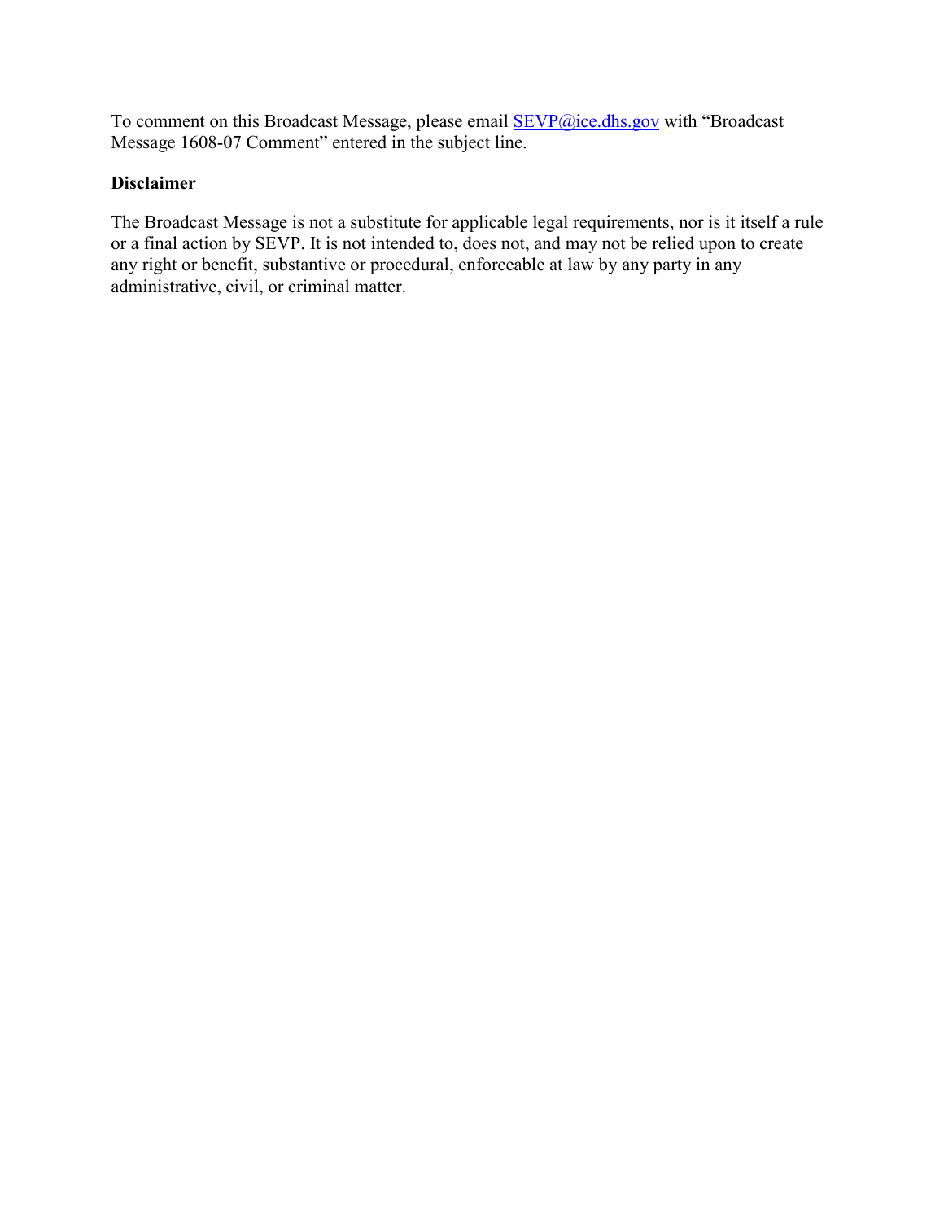To comment on this Broadcast Message, please email [SEVP@ice.dhs.gov](mailto:SEVP@ice.dhs.gov) with "Broadcast Message 1608-07 Comment" entered in the subject line.

**Disclaimer**

The Broadcast Message is not a substitute for applicable legal requirements, nor is it itself a rule or a final action by SEVP. It is not intended to, does not, and may not be relied upon to create any right or benefit, substantive or procedural, enforceable at law by any party in any administrative, civil, or criminal matter.